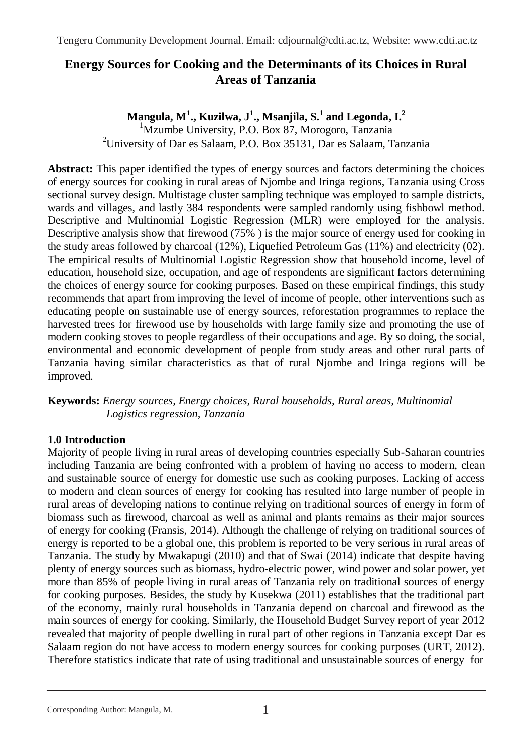# Energy Sources for Cooking and the Determinants of its Choices in Rural Areas of Tanzania

**Mangula, M[1]., Kuzilwa, J[1]., Msanjila, S.[1] and Legonda, I.[2]**

[1]Mzumbe University, P.O. Box 87, Morogoro, Tanzania
[2]University of Dar es Salaam, P.O. Box 35131, Dar es Salaam, Tanzania

**Abstract:** This paper identified the types of energy sources and factors determining the choices of energy sources for cooking in rural areas of Njombe and Iringa regions, Tanzania using Cross sectional survey design. Multistage cluster sampling technique was employed to sample districts, wards and villages, and lastly 384 respondents were sampled randomly using fishbowl method. Descriptive and Multinomial Logistic Regression (MLR) were employed for the analysis. Descriptive analysis show that firewood (75% ) is the major source of energy used for cooking in the study areas followed by charcoal (12%), Liquefied Petroleum Gas (11%) and electricity (02). The empirical results of Multinomial Logistic Regression show that household income, level of education, household size, occupation, and age of respondents are significant factors determining the choices of energy source for cooking purposes. Based on these empirical findings, this study recommends that apart from improving the level of income of people, other interventions such as educating people on sustainable use of energy sources, reforestation programmes to replace the harvested trees for firewood use by households with large family size and promoting the use of modern cooking stoves to people regardless of their occupations and age. By so doing, the social, environmental and economic development of people from study areas and other rural parts of Tanzania having similar characteristics as that of rural Njombe and Iringa regions will be improved.

**Keywords:** *Energy sources, Energy choices, Rural households, Rural areas, Multinomial Logistics regression, Tanzania*

## 1.0 Introduction

Majority of people living in rural areas of developing countries especially Sub-Saharan countries including Tanzania are being confronted with a problem of having no access to modern, clean and sustainable source of energy for domestic use such as cooking purposes. Lacking of access to modern and clean sources of energy for cooking has resulted into large number of people in rural areas of developing nations to continue relying on traditional sources of energy in form of biomass such as firewood, charcoal as well as animal and plants remains as their major sources of energy for cooking (Fransis, 2014). Although the challenge of relying on traditional sources of energy is reported to be a global one, this problem is reported to be very serious in rural areas of Tanzania. The study by Mwakapugi (2010) and that of Swai (2014) indicate that despite having plenty of energy sources such as biomass, hydro-electric power, wind power and solar power, yet more than 85% of people living in rural areas of Tanzania rely on traditional sources of energy for cooking purposes. Besides, the study by Kusekwa (2011) establishes that the traditional part of the economy, mainly rural households in Tanzania depend on charcoal and firewood as the main sources of energy for cooking. Similarly, the Household Budget Survey report of year 2012 revealed that majority of people dwelling in rural part of other regions in Tanzania except Dar es Salaam region do not have access to modern energy sources for cooking purposes (URT, 2012). Therefore statistics indicate that rate of using traditional and unsustainable sources of energy for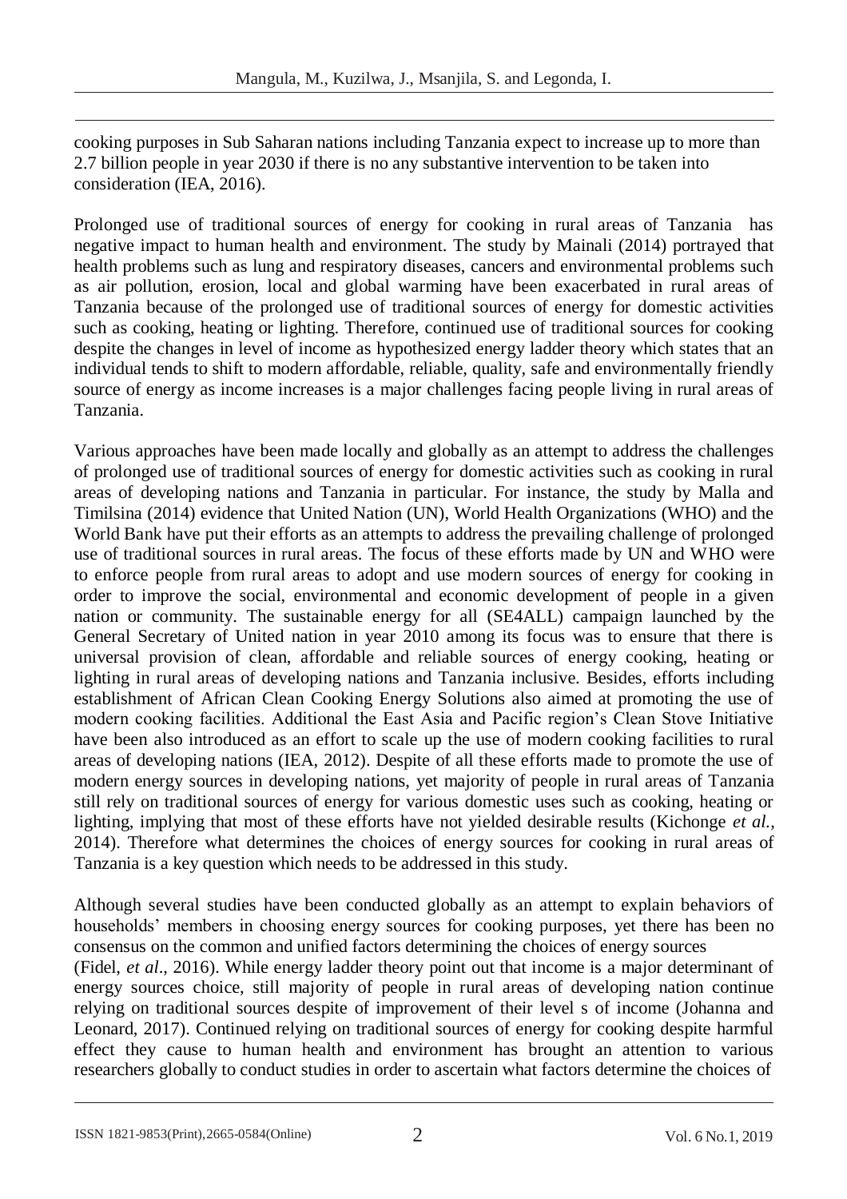cooking purposes in Sub Saharan nations including Tanzania expect to increase up to more than 2.7 billion people in year 2030 if there is no any substantive intervention to be taken into consideration (IEA, 2016).

Prolonged use of traditional sources of energy for cooking in rural areas of Tanzania has negative impact to human health and environment. The study by Mainali (2014) portrayed that health problems such as lung and respiratory diseases, cancers and environmental problems such as air pollution, erosion, local and global warming have been exacerbated in rural areas of Tanzania because of the prolonged use of traditional sources of energy for domestic activities such as cooking, heating or lighting. Therefore, continued use of traditional sources for cooking despite the changes in level of income as hypothesized energy ladder theory which states that an individual tends to shift to modern affordable, reliable, quality, safe and environmentally friendly source of energy as income increases is a major challenges facing people living in rural areas of Tanzania.

Various approaches have been made locally and globally as an attempt to address the challenges of prolonged use of traditional sources of energy for domestic activities such as cooking in rural areas of developing nations and Tanzania in particular. For instance, the study by Malla and Timilsina (2014) evidence that United Nation (UN), World Health Organizations (WHO) and the World Bank have put their efforts as an attempts to address the prevailing challenge of prolonged use of traditional sources in rural areas. The focus of these efforts made by UN and WHO were to enforce people from rural areas to adopt and use modern sources of energy for cooking in order to improve the social, environmental and economic development of people in a given nation or community. The sustainable energy for all (SE4ALL) campaign launched by the General Secretary of United nation in year 2010 among its focus was to ensure that there is universal provision of clean, affordable and reliable sources of energy cooking, heating or lighting in rural areas of developing nations and Tanzania inclusive. Besides, efforts including establishment of African Clean Cooking Energy Solutions also aimed at promoting the use of modern cooking facilities. Additional the East Asia and Pacific region's Clean Stove Initiative have been also introduced as an effort to scale up the use of modern cooking facilities to rural areas of developing nations (IEA, 2012). Despite of all these efforts made to promote the use of modern energy sources in developing nations, yet majority of people in rural areas of Tanzania still rely on traditional sources of energy for various domestic uses such as cooking, heating or lighting, implying that most of these efforts have not yielded desirable results (Kichonge *et al.*, 2014). Therefore what determines the choices of energy sources for cooking in rural areas of Tanzania is a key question which needs to be addressed in this study.

Although several studies have been conducted globally as an attempt to explain behaviors of households' members in choosing energy sources for cooking purposes, yet there has been no consensus on the common and unified factors determining the choices of energy sources (Fidel, *et al*., 2016). While energy ladder theory point out that income is a major determinant of energy sources choice, still majority of people in rural areas of developing nation continue relying on traditional sources despite of improvement of their level s of income (Johanna and Leonard, 2017). Continued relying on traditional sources of energy for cooking despite harmful effect they cause to human health and environment has brought an attention to various researchers globally to conduct studies in order to ascertain what factors determine the choices of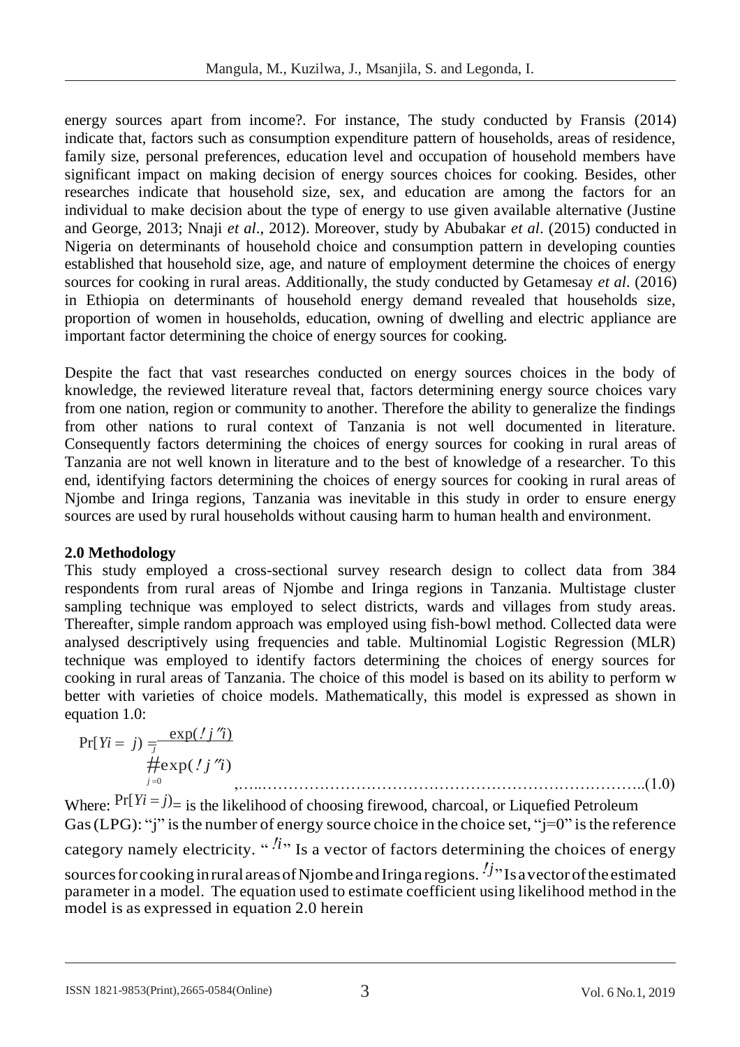energy sources apart from income?. For instance, The study conducted by Fransis (2014) indicate that, factors such as consumption expenditure pattern of households, areas of residence, family size, personal preferences, education level and occupation of household members have significant impact on making decision of energy sources choices for cooking. Besides, other researches indicate that household size, sex, and education are among the factors for an individual to make decision about the type of energy to use given available alternative (Justine and George, 2013; Nnaji *et al*., 2012). Moreover, study by Abubakar *et al*. (2015) conducted in Nigeria on determinants of household choice and consumption pattern in developing counties established that household size, age, and nature of employment determine the choices of energy sources for cooking in rural areas. Additionally, the study conducted by Getamesay *et al*. (2016) in Ethiopia on determinants of household energy demand revealed that households size, proportion of women in households, education, owning of dwelling and electric appliance are important factor determining the choice of energy sources for cooking.

Despite the fact that vast researches conducted on energy sources choices in the body of knowledge, the reviewed literature reveal that, factors determining energy source choices vary from one nation, region or community to another. Therefore the ability to generalize the findings from other nations to rural context of Tanzania is not well documented in literature. Consequently factors determining the choices of energy sources for cooking in rural areas of Tanzania are not well known in literature and to the best of knowledge of a researcher. To this end, identifying factors determining the choices of energy sources for cooking in rural areas of Njombe and Iringa regions, Tanzania was inevitable in this study in order to ensure energy sources are used by rural households without causing harm to human health and environment.

## 2.0 Methodology

This study employed a cross-sectional survey research design to collect data from 384 respondents from rural areas of Njombe and Iringa regions in Tanzania. Multistage cluster sampling technique was employed to select districts, wards and villages from study areas. Thereafter, simple random approach was employed using fish-bowl method. Collected data were analysed descriptively using frequencies and table. Multinomial Logistic Regression (MLR) technique was employed to identify factors determining the choices of energy sources for cooking in rural areas of Tanzania. The choice of this model is based on its ability to perform w better with varieties of choice models. Mathematically, this model is expressed as shown in equation 1.0:

$$\Pr[Y_i = j] = \frac{\exp(\beta_j' x_i)}{\sum_{j=0}^{J} \exp(\beta_j' x_i)} \quad \text{.......................................................................(1.0)}$$

Where: $\Pr[Y_i = j]$= is the likelihood of choosing firewood, charcoal, or Liquefied Petroleum Gas (LPG): "j" is the number of energy source choice in the choice set, "j=0" is the reference category namely electricity. "$x_i$" Is a vector of factors determining the choices of energy sources for cooking in rural areas of Njombe and Iringa regions. "$\beta_j$" Is a vector of the estimated parameter in a model. The equation used to estimate coefficient using likelihood method in the model is as expressed in equation 2.0 herein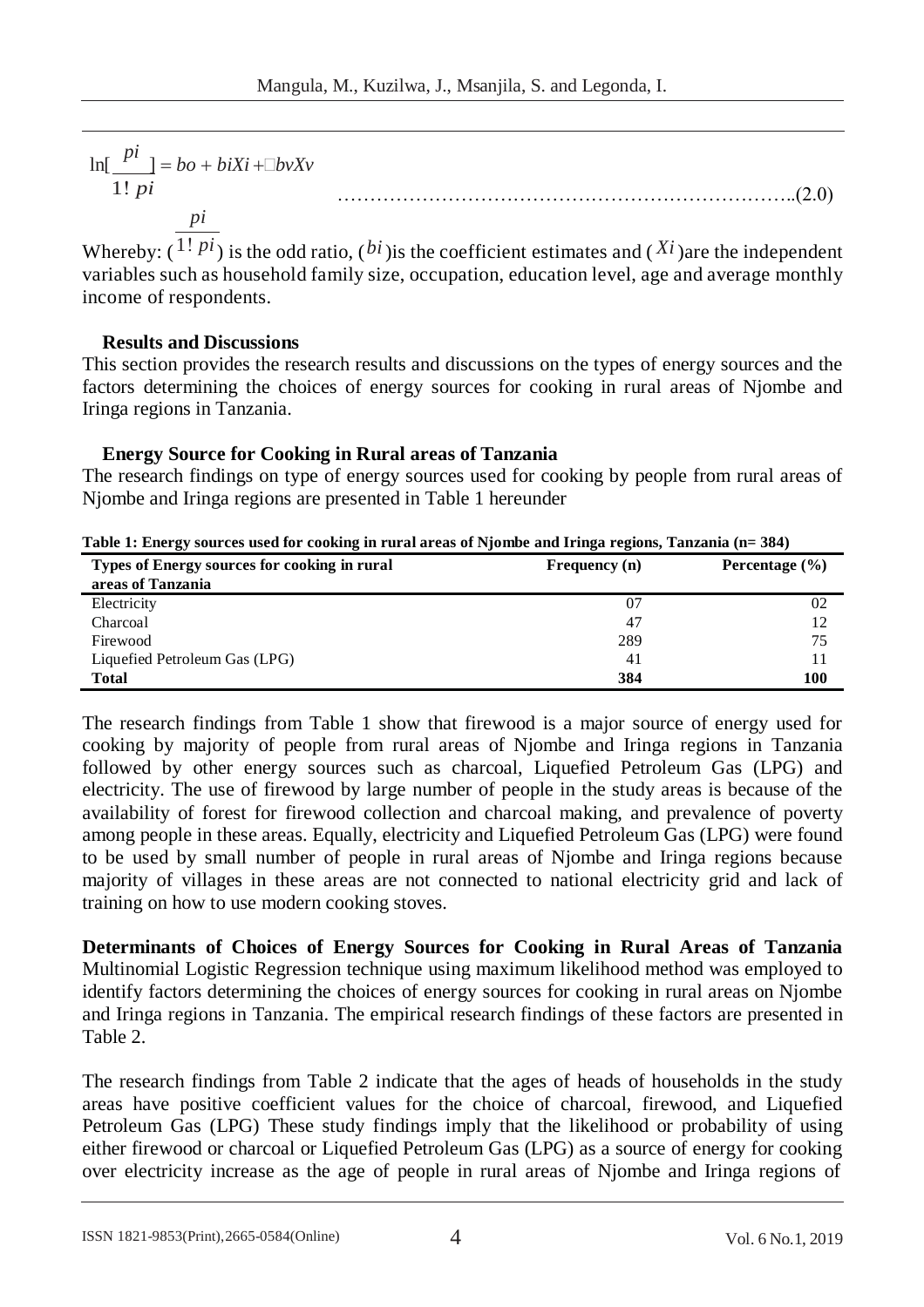$$\ln\left[\frac{pi}{1!\,pi}\right] = bo + biXi + \square bvXv \quad \text{………………………………………………………………..(2.0)}$$

Whereby: $\left(\frac{pi}{1!\,pi}\right)$ is the odd ratio, ($bi$)is the coefficient estimates and ($Xi$)are the independent variables such as household family size, occupation, education level, age and average monthly income of respondents.

### Results and Discussions

This section provides the research results and discussions on the types of energy sources and the factors determining the choices of energy sources for cooking in rural areas of Njombe and Iringa regions in Tanzania.

### Energy Source for Cooking in Rural areas of Tanzania

The research findings on type of energy sources used for cooking by people from rural areas of Njombe and Iringa regions are presented in Table 1 hereunder

**Table 1: Energy sources used for cooking in rural areas of Njombe and Iringa regions, Tanzania (n= 384)**

| Types of Energy sources for cooking in rural areas of Tanzania | Frequency (n) | Percentage (%) |
|---|---|---|
| Electricity | 07 | 02 |
| Charcoal | 47 | 12 |
| Firewood | 289 | 75 |
| Liquefied Petroleum Gas (LPG) | 41 | 11 |
| **Total** | **384** | **100** |

The research findings from Table 1 show that firewood is a major source of energy used for cooking by majority of people from rural areas of Njombe and Iringa regions in Tanzania followed by other energy sources such as charcoal, Liquefied Petroleum Gas (LPG) and electricity. The use of firewood by large number of people in the study areas is because of the availability of forest for firewood collection and charcoal making, and prevalence of poverty among people in these areas. Equally, electricity and Liquefied Petroleum Gas (LPG) were found to be used by small number of people in rural areas of Njombe and Iringa regions because majority of villages in these areas are not connected to national electricity grid and lack of training on how to use modern cooking stoves.

**Determinants of Choices of Energy Sources for Cooking in Rural Areas of Tanzania**
Multinomial Logistic Regression technique using maximum likelihood method was employed to identify factors determining the choices of energy sources for cooking in rural areas on Njombe and Iringa regions in Tanzania. The empirical research findings of these factors are presented in Table 2.

The research findings from Table 2 indicate that the ages of heads of households in the study areas have positive coefficient values for the choice of charcoal, firewood, and Liquefied Petroleum Gas (LPG) These study findings imply that the likelihood or probability of using either firewood or charcoal or Liquefied Petroleum Gas (LPG) as a source of energy for cooking over electricity increase as the age of people in rural areas of Njombe and Iringa regions of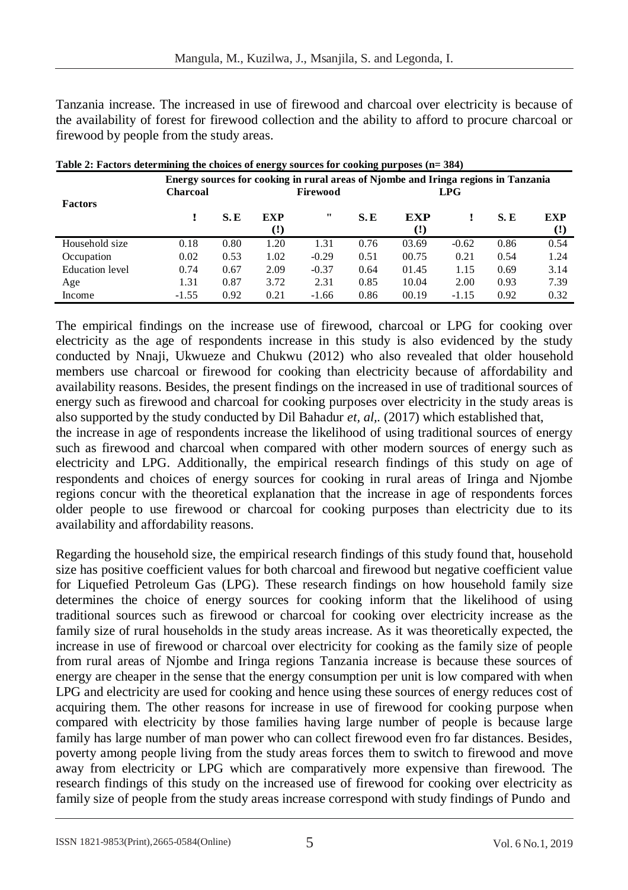Tanzania increase. The increased in use of firewood and charcoal over electricity is because of the availability of forest for firewood collection and the ability to afford to procure charcoal or firewood by people from the study areas.

**Table 2: Factors determining the choices of energy sources for cooking purposes (n= 384)**

| Factors | Energy sources for cooking in rural areas of Njombe and Iringa regions in Tanzania | | | | | | | | |
|---|---|---|---|---|---|---|---|---|---|
| | Charcoal | | | Firewood | | | LPG | | |
| | ! | S. E | EXP (!) | " | S. E | EXP (!) | ! | S. E | EXP (!) |
| Household size | 0.18 | 0.80 | 1.20 | 1.31 | 0.76 | 03.69 | -0.62 | 0.86 | 0.54 |
| Occupation | 0.02 | 0.53 | 1.02 | -0.29 | 0.51 | 00.75 | 0.21 | 0.54 | 1.24 |
| Education level | 0.74 | 0.67 | 2.09 | -0.37 | 0.64 | 01.45 | 1.15 | 0.69 | 3.14 |
| Age | 1.31 | 0.87 | 3.72 | 2.31 | 0.85 | 10.04 | 2.00 | 0.93 | 7.39 |
| Income | -1.55 | 0.92 | 0.21 | -1.66 | 0.86 | 00.19 | -1.15 | 0.92 | 0.32 |

The empirical findings on the increase use of firewood, charcoal or LPG for cooking over electricity as the age of respondents increase in this study is also evidenced by the study conducted by Nnaji, Ukwueze and Chukwu (2012) who also revealed that older household members use charcoal or firewood for cooking than electricity because of affordability and availability reasons. Besides, the present findings on the increased in use of traditional sources of energy such as firewood and charcoal for cooking purposes over electricity in the study areas is also supported by the study conducted by Dil Bahadur *et, al,.* (2017) which established that, the increase in age of respondents increase the likelihood of using traditional sources of energy such as firewood and charcoal when compared with other modern sources of energy such as electricity and LPG. Additionally, the empirical research findings of this study on age of respondents and choices of energy sources for cooking in rural areas of Iringa and Njombe regions concur with the theoretical explanation that the increase in age of respondents forces older people to use firewood or charcoal for cooking purposes than electricity due to its availability and affordability reasons.

Regarding the household size, the empirical research findings of this study found that, household size has positive coefficient values for both charcoal and firewood but negative coefficient value for Liquefied Petroleum Gas (LPG). These research findings on how household family size determines the choice of energy sources for cooking inform that the likelihood of using traditional sources such as firewood or charcoal for cooking over electricity increase as the family size of rural households in the study areas increase. As it was theoretically expected, the increase in use of firewood or charcoal over electricity for cooking as the family size of people from rural areas of Njombe and Iringa regions Tanzania increase is because these sources of energy are cheaper in the sense that the energy consumption per unit is low compared with when LPG and electricity are used for cooking and hence using these sources of energy reduces cost of acquiring them. The other reasons for increase in use of firewood for cooking purpose when compared with electricity by those families having large number of people is because large family has large number of man power who can collect firewood even fro far distances. Besides, poverty among people living from the study areas forces them to switch to firewood and move away from electricity or LPG which are comparatively more expensive than firewood. The research findings of this study on the increased use of firewood for cooking over electricity as family size of people from the study areas increase correspond with study findings of Pundo and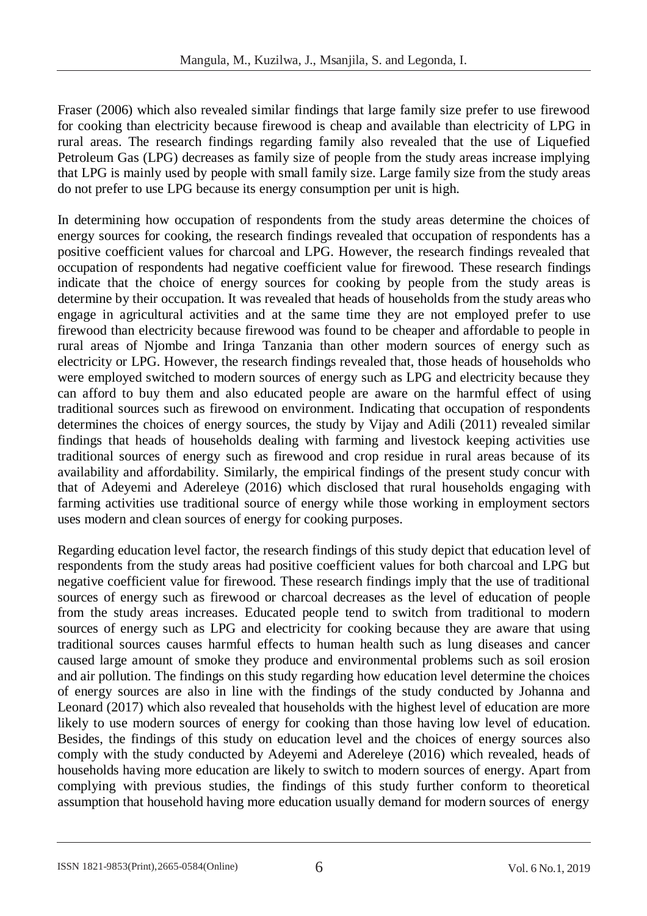Fraser (2006) which also revealed similar findings that large family size prefer to use firewood for cooking than electricity because firewood is cheap and available than electricity of LPG in rural areas. The research findings regarding family also revealed that the use of Liquefied Petroleum Gas (LPG) decreases as family size of people from the study areas increase implying that LPG is mainly used by people with small family size. Large family size from the study areas do not prefer to use LPG because its energy consumption per unit is high.

In determining how occupation of respondents from the study areas determine the choices of energy sources for cooking, the research findings revealed that occupation of respondents has a positive coefficient values for charcoal and LPG. However, the research findings revealed that occupation of respondents had negative coefficient value for firewood. These research findings indicate that the choice of energy sources for cooking by people from the study areas is determine by their occupation. It was revealed that heads of households from the study areas who engage in agricultural activities and at the same time they are not employed prefer to use firewood than electricity because firewood was found to be cheaper and affordable to people in rural areas of Njombe and Iringa Tanzania than other modern sources of energy such as electricity or LPG. However, the research findings revealed that, those heads of households who were employed switched to modern sources of energy such as LPG and electricity because they can afford to buy them and also educated people are aware on the harmful effect of using traditional sources such as firewood on environment. Indicating that occupation of respondents determines the choices of energy sources, the study by Vijay and Adili (2011) revealed similar findings that heads of households dealing with farming and livestock keeping activities use traditional sources of energy such as firewood and crop residue in rural areas because of its availability and affordability. Similarly, the empirical findings of the present study concur with that of Adeyemi and Adereleye (2016) which disclosed that rural households engaging with farming activities use traditional source of energy while those working in employment sectors uses modern and clean sources of energy for cooking purposes.

Regarding education level factor, the research findings of this study depict that education level of respondents from the study areas had positive coefficient values for both charcoal and LPG but negative coefficient value for firewood. These research findings imply that the use of traditional sources of energy such as firewood or charcoal decreases as the level of education of people from the study areas increases. Educated people tend to switch from traditional to modern sources of energy such as LPG and electricity for cooking because they are aware that using traditional sources causes harmful effects to human health such as lung diseases and cancer caused large amount of smoke they produce and environmental problems such as soil erosion and air pollution. The findings on this study regarding how education level determine the choices of energy sources are also in line with the findings of the study conducted by Johanna and Leonard (2017) which also revealed that households with the highest level of education are more likely to use modern sources of energy for cooking than those having low level of education. Besides, the findings of this study on education level and the choices of energy sources also comply with the study conducted by Adeyemi and Adereleye (2016) which revealed, heads of households having more education are likely to switch to modern sources of energy. Apart from complying with previous studies, the findings of this study further conform to theoretical assumption that household having more education usually demand for modern sources of energy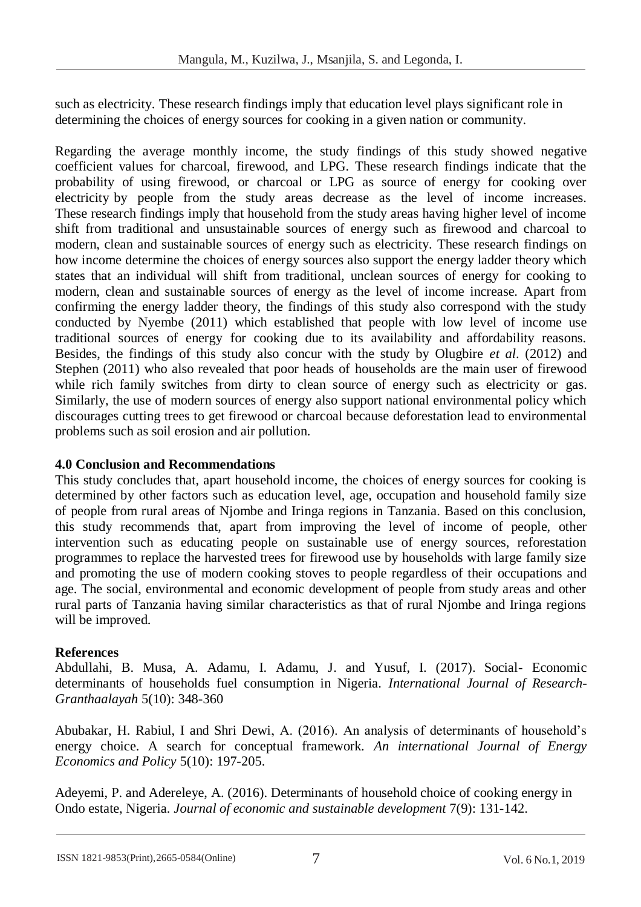such as electricity. These research findings imply that education level plays significant role in determining the choices of energy sources for cooking in a given nation or community.

Regarding the average monthly income, the study findings of this study showed negative coefficient values for charcoal, firewood, and LPG. These research findings indicate that the probability of using firewood, or charcoal or LPG as source of energy for cooking over electricity by people from the study areas decrease as the level of income increases. These research findings imply that household from the study areas having higher level of income shift from traditional and unsustainable sources of energy such as firewood and charcoal to modern, clean and sustainable sources of energy such as electricity. These research findings on how income determine the choices of energy sources also support the energy ladder theory which states that an individual will shift from traditional, unclean sources of energy for cooking to modern, clean and sustainable sources of energy as the level of income increase. Apart from confirming the energy ladder theory, the findings of this study also correspond with the study conducted by Nyembe (2011) which established that people with low level of income use traditional sources of energy for cooking due to its availability and affordability reasons. Besides, the findings of this study also concur with the study by Olugbire *et al*. (2012) and Stephen (2011) who also revealed that poor heads of households are the main user of firewood while rich family switches from dirty to clean source of energy such as electricity or gas. Similarly, the use of modern sources of energy also support national environmental policy which discourages cutting trees to get firewood or charcoal because deforestation lead to environmental problems such as soil erosion and air pollution.

## 4.0 Conclusion and Recommendations

This study concludes that, apart household income, the choices of energy sources for cooking is determined by other factors such as education level, age, occupation and household family size of people from rural areas of Njombe and Iringa regions in Tanzania. Based on this conclusion, this study recommends that, apart from improving the level of income of people, other intervention such as educating people on sustainable use of energy sources, reforestation programmes to replace the harvested trees for firewood use by households with large family size and promoting the use of modern cooking stoves to people regardless of their occupations and age. The social, environmental and economic development of people from study areas and other rural parts of Tanzania having similar characteristics as that of rural Njombe and Iringa regions will be improved.

## References

Abdullahi, B. Musa, A. Adamu, I. Adamu, J. and Yusuf, I. (2017). Social- Economic determinants of households fuel consumption in Nigeria. *International Journal of Research-Granthaalayah* 5(10): 348-360

Abubakar, H. Rabiul, I and Shri Dewi, A. (2016). An analysis of determinants of household's energy choice. A search for conceptual framework. *An international Journal of Energy Economics and Policy* 5(10): 197-205.

Adeyemi, P. and Adereleye, A. (2016). Determinants of household choice of cooking energy in Ondo estate, Nigeria. *Journal of economic and sustainable development* 7(9): 131-142.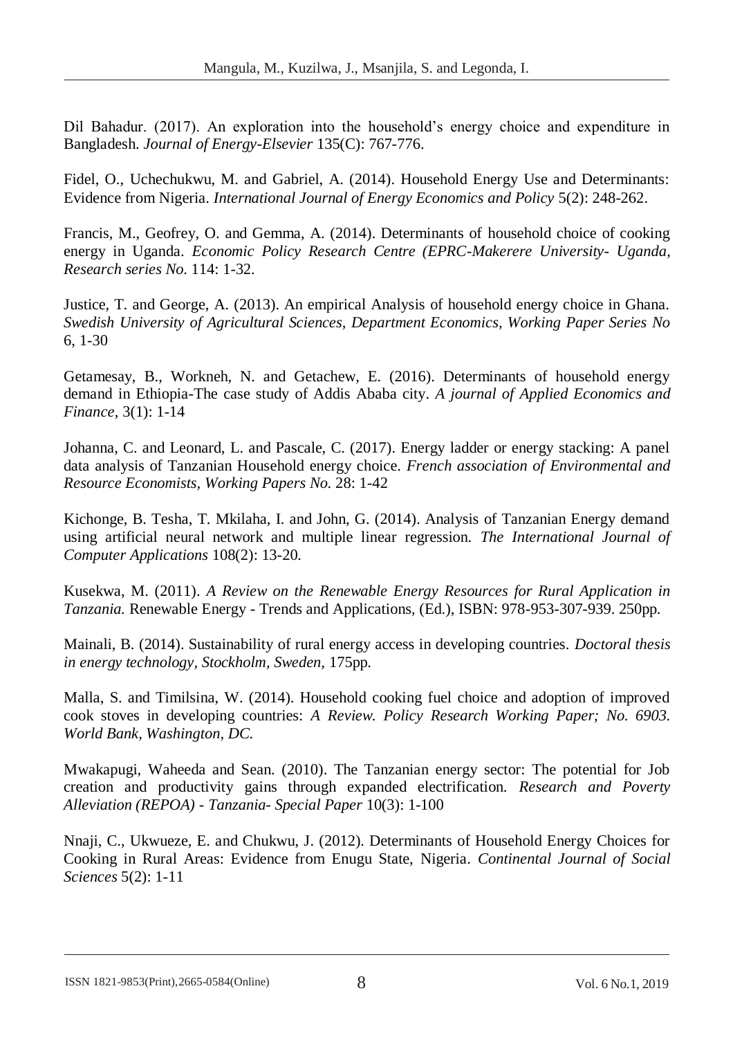Dil Bahadur. (2017). An exploration into the household's energy choice and expenditure in Bangladesh. *Journal of Energy-Elsevier* 135(C): 767-776.

Fidel, O., Uchechukwu, M. and Gabriel, A. (2014). Household Energy Use and Determinants: Evidence from Nigeria. *International Journal of Energy Economics and Policy* 5(2): 248-262.

Francis, M., Geofrey, O. and Gemma, A. (2014). Determinants of household choice of cooking energy in Uganda. *Economic Policy Research Centre (EPRC-Makerere University- Uganda, Research series No.* 114: 1-32.

Justice, T. and George, A. (2013). An empirical Analysis of household energy choice in Ghana. *Swedish University of Agricultural Sciences, Department Economics, Working Paper Series No* 6, 1-30

Getamesay, B., Workneh, N. and Getachew, E. (2016). Determinants of household energy demand in Ethiopia-The case study of Addis Ababa city. *A journal of Applied Economics and Finance*, 3(1): 1-14

Johanna, C. and Leonard, L. and Pascale, C. (2017). Energy ladder or energy stacking: A panel data analysis of Tanzanian Household energy choice. *French association of Environmental and Resource Economists, Working Papers No.* 28: 1-42

Kichonge, B. Tesha, T. Mkilaha, I. and John, G. (2014). Analysis of Tanzanian Energy demand using artificial neural network and multiple linear regression. *The International Journal of Computer Applications* 108(2): 13-20.

Kusekwa, M. (2011). *A Review on the Renewable Energy Resources for Rural Application in Tanzania.* Renewable Energy - Trends and Applications, (Ed.), ISBN: 978-953-307-939. 250pp.

Mainali, B. (2014). Sustainability of rural energy access in developing countries. *Doctoral thesis in energy technology, Stockholm, Sweden*, 175pp.

Malla, S. and Timilsina, W. (2014). Household cooking fuel choice and adoption of improved cook stoves in developing countries: *A Review. Policy Research Working Paper; No. 6903. World Bank, Washington, DC.*

Mwakapugi, Waheeda and Sean. (2010). The Tanzanian energy sector: The potential for Job creation and productivity gains through expanded electrification. *Research and Poverty Alleviation (REPOA) - Tanzania- Special Paper* 10(3): 1-100

Nnaji, C., Ukwueze, E. and Chukwu, J. (2012). Determinants of Household Energy Choices for Cooking in Rural Areas: Evidence from Enugu State, Nigeria. *Continental Journal of Social Sciences* 5(2): 1-11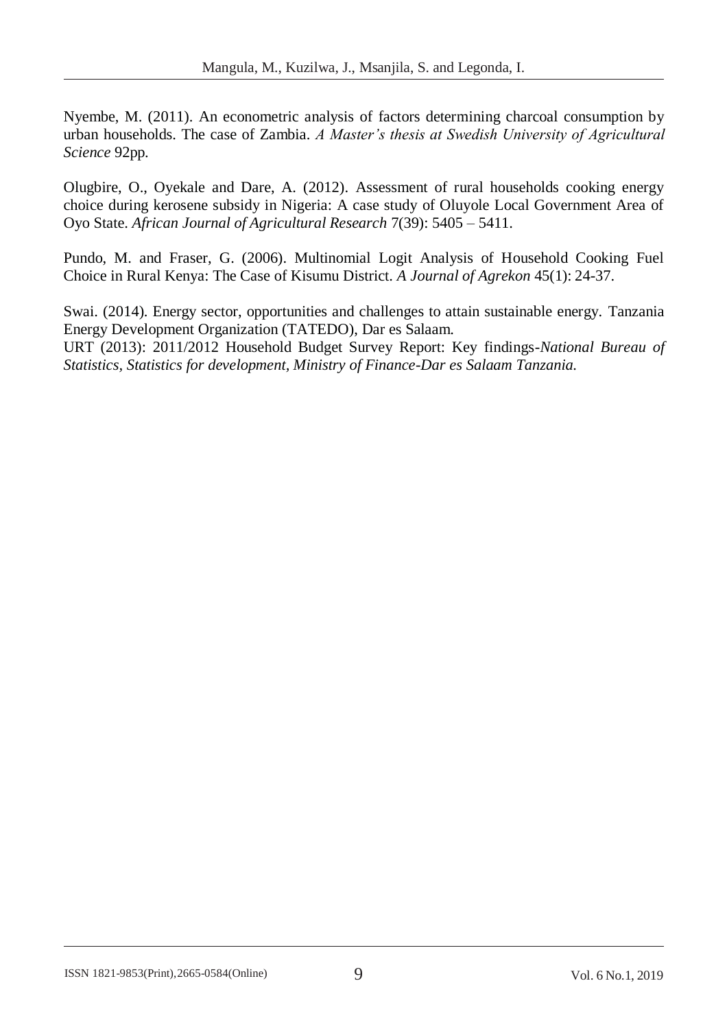Nyembe, M. (2011). An econometric analysis of factors determining charcoal consumption by urban households. The case of Zambia. *A Master's thesis at Swedish University of Agricultural Science* 92pp.

Olugbire, O., Oyekale and Dare, A. (2012). Assessment of rural households cooking energy choice during kerosene subsidy in Nigeria: A case study of Oluyole Local Government Area of Oyo State. *African Journal of Agricultural Research* 7(39): 5405 – 5411.

Pundo, M. and Fraser, G. (2006). Multinomial Logit Analysis of Household Cooking Fuel Choice in Rural Kenya: The Case of Kisumu District. *A Journal of Agrekon* 45(1): 24-37.

Swai. (2014). Energy sector, opportunities and challenges to attain sustainable energy. Tanzania Energy Development Organization (TATEDO), Dar es Salaam.

URT (2013): 2011/2012 Household Budget Survey Report: Key findings-*National Bureau of Statistics, Statistics for development, Ministry of Finance-Dar es Salaam Tanzania.*